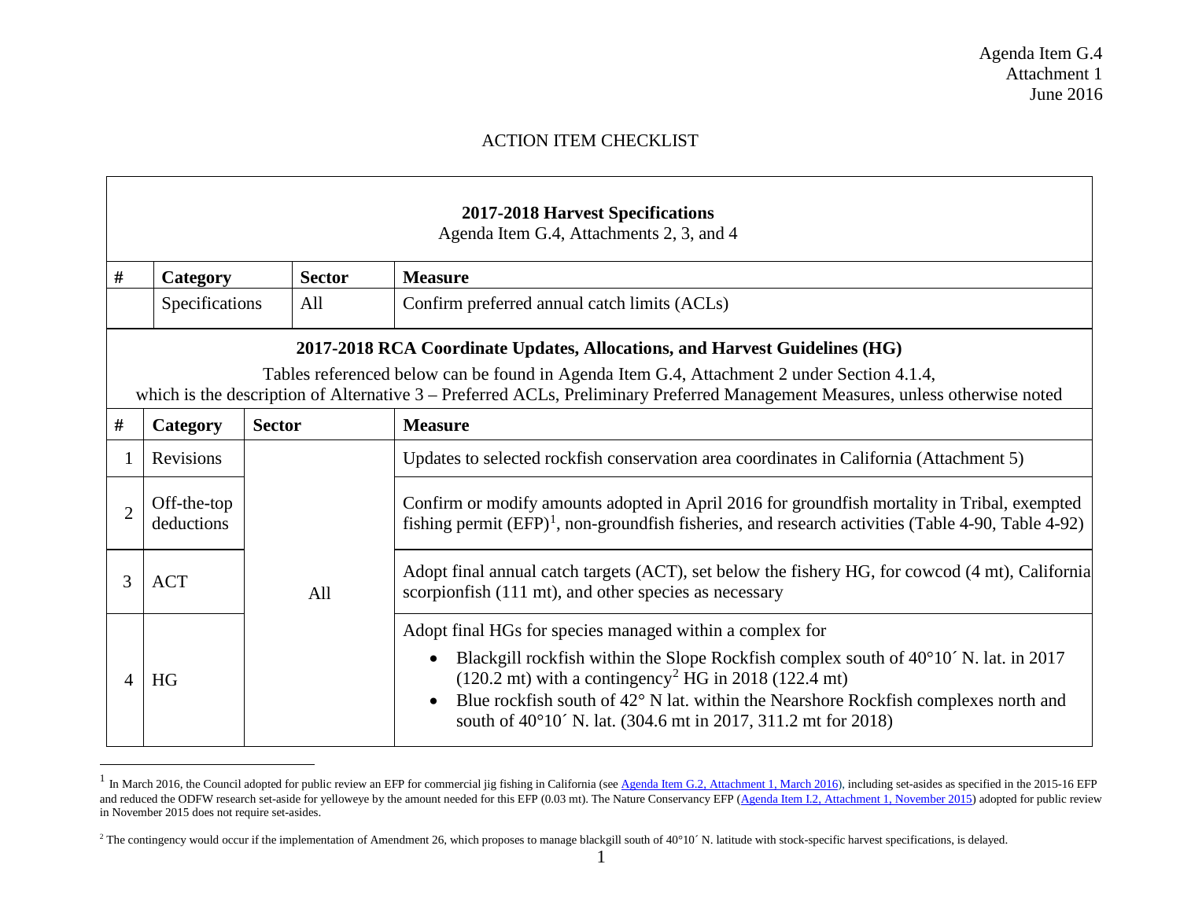Agenda Item G.4
Attachment 1
June 2016

# ACTION ITEM CHECKLIST

| **2017-2018 Harvest Specifications**<br>Agenda Item G.4, Attachments 2, 3, and 4 | | | |
|---|---|---|---|
| **#** | **Category** | **Sector** | **Measure** |
| | Specifications | All | Confirm preferred annual catch limits (ACLs) |

| **2017-2018 RCA Coordinate Updates, Allocations, and Harvest Guidelines (HG)**<br>Tables referenced below can be found in Agenda Item G.4, Attachment 2 under Section 4.1.4, which is the description of Alternative 3 – Preferred ACLs, Preliminary Preferred Management Measures, unless otherwise noted | | | |
|---|---|---|---|
| **#** | **Category** | **Sector** | **Measure** |
| 1 | Revisions | All | Updates to selected rockfish conservation area coordinates in California (Attachment 5) |
| 2 | Off-the-top deductions | All | Confirm or modify amounts adopted in April 2016 for groundfish mortality in Tribal, exempted fishing permit (EFP)[1], non-groundfish fisheries, and research activities (Table 4-90, Table 4-92) |
| 3 | ACT | All | Adopt final annual catch targets (ACT), set below the fishery HG, for cowcod (4 mt), California scorpionfish (111 mt), and other species as necessary |
| 4 | HG | All | Adopt final HGs for species managed within a complex for<br>• Blackgill rockfish within the Slope Rockfish complex south of 40°10´ N. lat. in 2017 (120.2 mt) with a contingency[2] HG in 2018 (122.4 mt)<br>• Blue rockfish south of 42° N lat. within the Nearshore Rockfish complexes north and south of 40°10´ N. lat. (304.6 mt in 2017, 311.2 mt for 2018) |

[1] In March 2016, the Council adopted for public review an EFP for commercial jig fishing in California (see Agenda Item G.2, Attachment 1, March 2016), including set-asides as specified in the 2015-16 EFP and reduced the ODFW research set-aside for yelloweye by the amount needed for this EFP (0.03 mt). The Nature Conservancy EFP (Agenda Item I.2, Attachment 1, November 2015) adopted for public review in November 2015 does not require set-asides.

[2] The contingency would occur if the implementation of Amendment 26, which proposes to manage blackgill south of 40°10´ N. latitude with stock-specific harvest specifications, is delayed.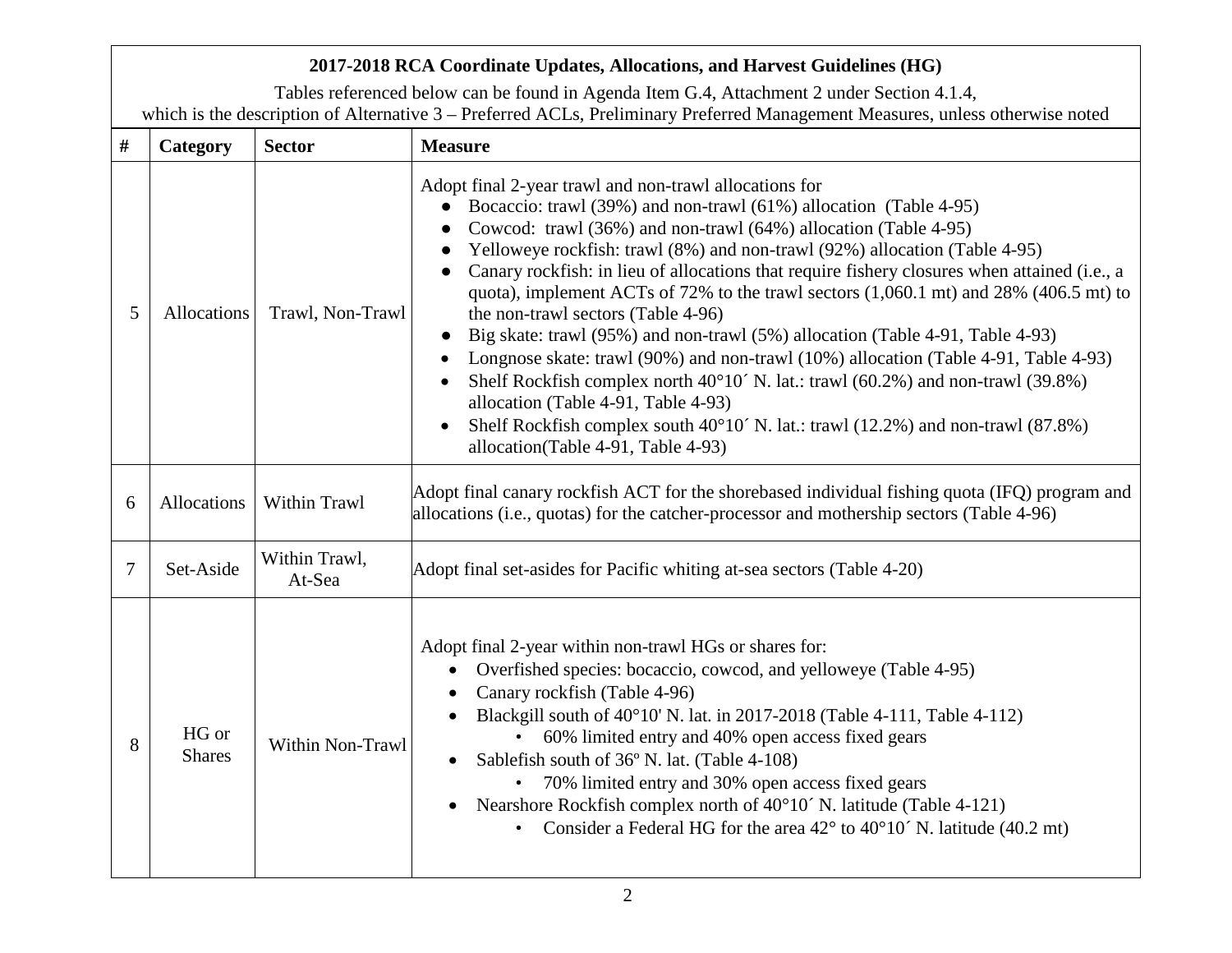**2017-2018 RCA Coordinate Updates, Allocations, and Harvest Guidelines (HG)**

Tables referenced below can be found in Agenda Item G.4, Attachment 2 under Section 4.1.4, which is the description of Alternative 3 – Preferred ACLs, Preliminary Preferred Management Measures, unless otherwise noted

| # | Category | Sector | Measure |
|---|---|---|---|
| 5 | Allocations | Trawl, Non-Trawl | Adopt final 2-year trawl and non-trawl allocations for<br>• Bocaccio: trawl (39%) and non-trawl (61%) allocation (Table 4-95)<br>• Cowcod: trawl (36%) and non-trawl (64%) allocation (Table 4-95)<br>• Yelloweye rockfish: trawl (8%) and non-trawl (92%) allocation (Table 4-95)<br>• Canary rockfish: in lieu of allocations that require fishery closures when attained (i.e., a quota), implement ACTs of 72% to the trawl sectors (1,060.1 mt) and 28% (406.5 mt) to the non-trawl sectors (Table 4-96)<br>• Big skate: trawl (95%) and non-trawl (5%) allocation (Table 4-91, Table 4-93)<br>• Longnose skate: trawl (90%) and non-trawl (10%) allocation (Table 4-91, Table 4-93)<br>• Shelf Rockfish complex north 40°10´ N. lat.: trawl (60.2%) and non-trawl (39.8%) allocation (Table 4-91, Table 4-93)<br>• Shelf Rockfish complex south 40°10´ N. lat.: trawl (12.2%) and non-trawl (87.8%) allocation(Table 4-91, Table 4-93) |
| 6 | Allocations | Within Trawl | Adopt final canary rockfish ACT for the shorebased individual fishing quota (IFQ) program and allocations (i.e., quotas) for the catcher-processor and mothership sectors (Table 4-96) |
| 7 | Set-Aside | Within Trawl, At-Sea | Adopt final set-asides for Pacific whiting at-sea sectors (Table 4-20) |
| 8 | HG or Shares | Within Non-Trawl | Adopt final 2-year within non-trawl HGs or shares for:<br>• Overfished species: bocaccio, cowcod, and yelloweye (Table 4-95)<br>• Canary rockfish (Table 4-96)<br>• Blackgill south of 40°10' N. lat. in 2017-2018 (Table 4-111, Table 4-112)<br>&nbsp;&nbsp;&nbsp;&nbsp;• 60% limited entry and 40% open access fixed gears<br>• Sablefish south of 36º N. lat. (Table 4-108)<br>&nbsp;&nbsp;&nbsp;&nbsp;• 70% limited entry and 30% open access fixed gears<br>• Nearshore Rockfish complex north of 40°10´ N. latitude (Table 4-121)<br>&nbsp;&nbsp;&nbsp;&nbsp;• Consider a Federal HG for the area 42° to 40°10´ N. latitude (40.2 mt) |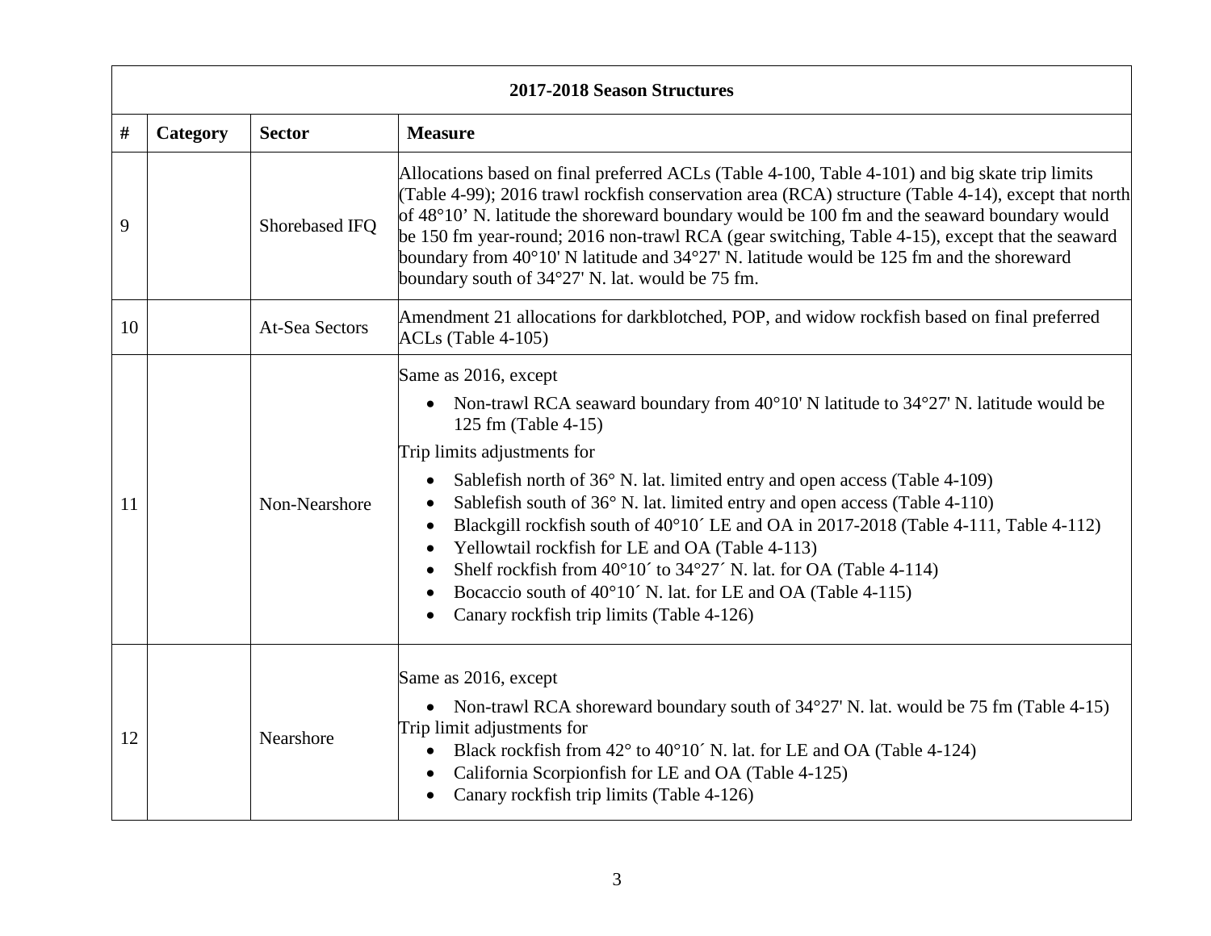| 2017-2018 Season Structures | | | |
|---|---|---|---|
| **#** | **Category** | **Sector** | **Measure** |
| 9 | | Shorebased IFQ | Allocations based on final preferred ACLs (Table 4-100, Table 4-101) and big skate trip limits (Table 4-99); 2016 trawl rockfish conservation area (RCA) structure (Table 4-14), except that north of 48°10’ N. latitude the shoreward boundary would be 100 fm and the seaward boundary would be 150 fm year-round; 2016 non-trawl RCA (gear switching, Table 4-15), except that the seaward boundary from 40°10' N latitude and 34°27' N. latitude would be 125 fm and the shoreward boundary south of 34°27' N. lat. would be 75 fm. |
| 10 | | At-Sea Sectors | Amendment 21 allocations for darkblotched, POP, and widow rockfish based on final preferred ACLs (Table 4-105) |
| 11 | | Non-Nearshore | Same as 2016, except<br>• Non-trawl RCA seaward boundary from 40°10' N latitude to 34°27' N. latitude would be 125 fm (Table 4-15)<br>Trip limits adjustments for<br>• Sablefish north of 36° N. lat. limited entry and open access (Table 4-109)<br>• Sablefish south of 36° N. lat. limited entry and open access (Table 4-110)<br>• Blackgill rockfish south of 40°10´ LE and OA in 2017-2018 (Table 4-111, Table 4-112)<br>• Yellowtail rockfish for LE and OA (Table 4-113)<br>• Shelf rockfish from 40°10´ to 34°27´ N. lat. for OA (Table 4-114)<br>• Bocaccio south of 40°10´ N. lat. for LE and OA (Table 4-115)<br>• Canary rockfish trip limits (Table 4-126) |
| 12 | | Nearshore | Same as 2016, except<br>• Non-trawl RCA shoreward boundary south of 34°27' N. lat. would be 75 fm (Table 4-15)<br>Trip limit adjustments for<br>• Black rockfish from 42° to 40°10´ N. lat. for LE and OA (Table 4-124)<br>• California Scorpionfish for LE and OA (Table 4-125)<br>• Canary rockfish trip limits (Table 4-126) |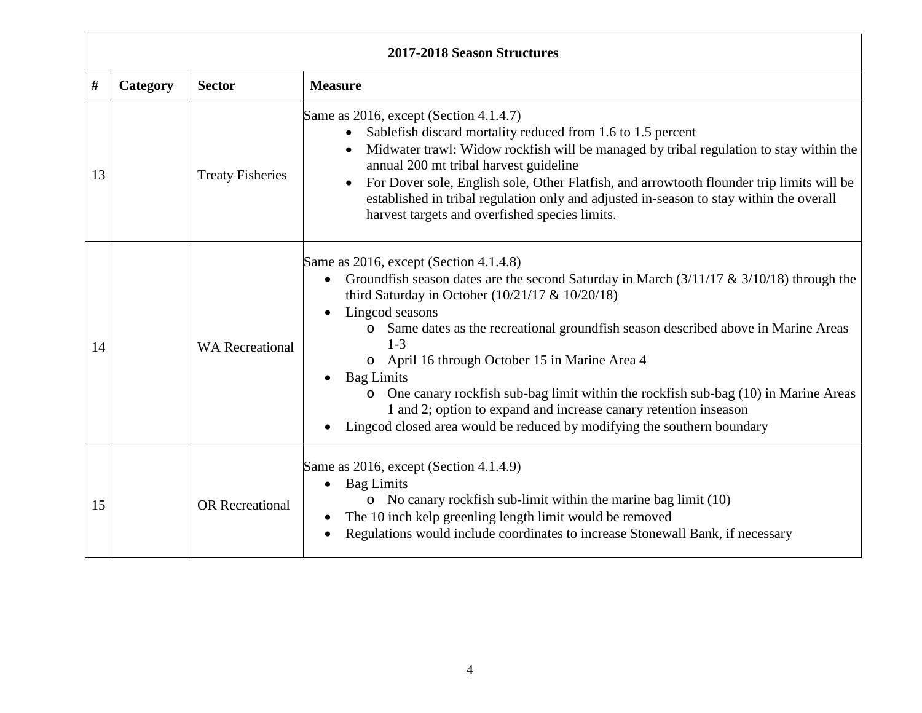| 2017-2018 Season Structures | | | |
|---|---|---|---|
| **#** | **Category** | **Sector** | **Measure** |
| 13 | | Treaty Fisheries | Same as 2016, except (Section 4.1.4.7)<br>• Sablefish discard mortality reduced from 1.6 to 1.5 percent<br>• Midwater trawl: Widow rockfish will be managed by tribal regulation to stay within the annual 200 mt tribal harvest guideline<br>• For Dover sole, English sole, Other Flatfish, and arrowtooth flounder trip limits will be established in tribal regulation only and adjusted in-season to stay within the overall harvest targets and overfished species limits. |
| 14 | | WA Recreational | Same as 2016, except (Section 4.1.4.8)<br>• Groundfish season dates are the second Saturday in March (3/11/17 & 3/10/18) through the third Saturday in October (10/21/17 & 10/20/18)<br>• Lingcod seasons<br>  o Same dates as the recreational groundfish season described above in Marine Areas 1-3<br>  o April 16 through October 15 in Marine Area 4<br>• Bag Limits<br>  o One canary rockfish sub-bag limit within the rockfish sub-bag (10) in Marine Areas 1 and 2; option to expand and increase canary retention inseason<br>• Lingcod closed area would be reduced by modifying the southern boundary |
| 15 | | OR Recreational | Same as 2016, except (Section 4.1.4.9)<br>• Bag Limits<br>  o No canary rockfish sub-limit within the marine bag limit (10)<br>• The 10 inch kelp greenling length limit would be removed<br>• Regulations would include coordinates to increase Stonewall Bank, if necessary |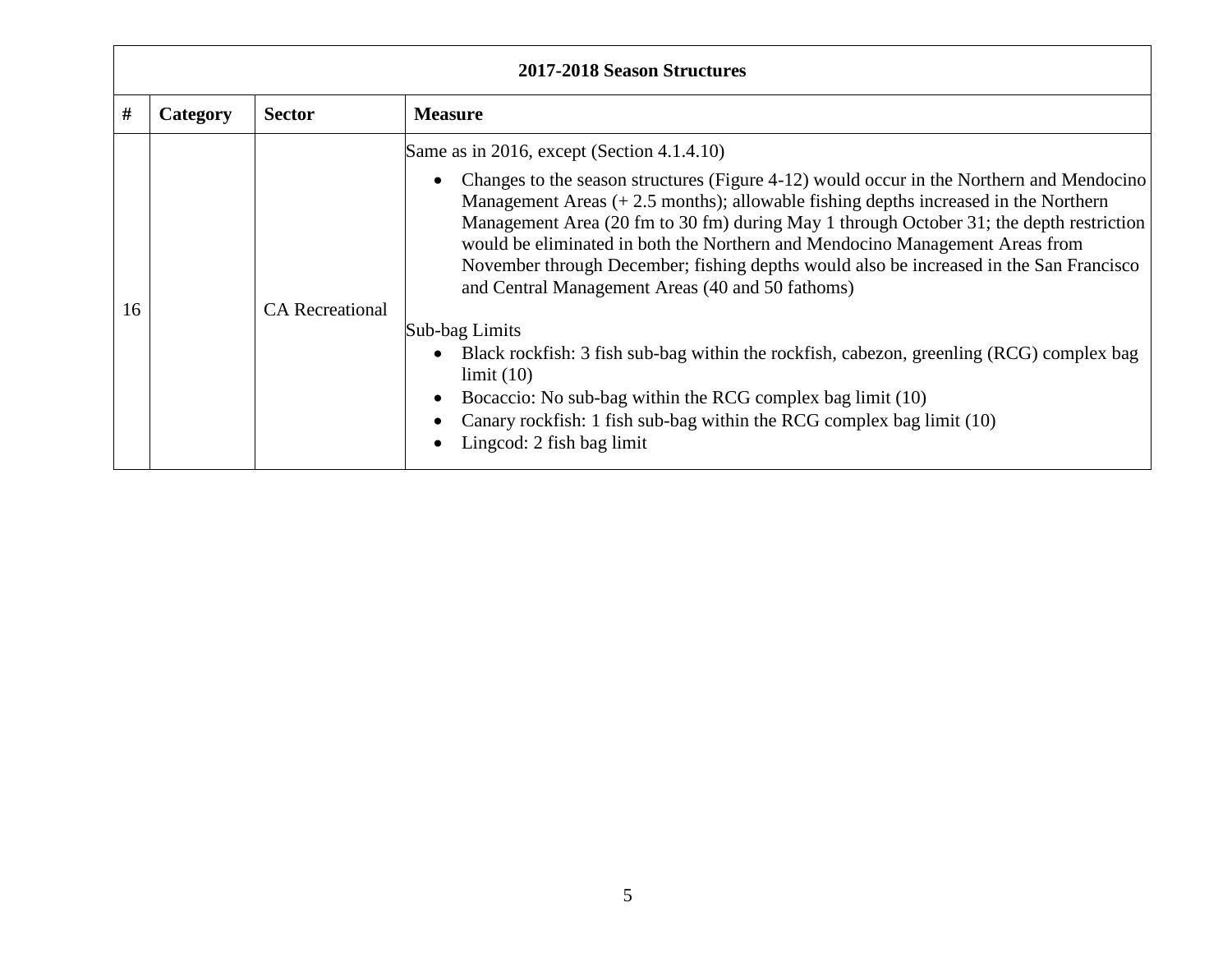| 2017-2018 Season Structures | | | |
|---|---|---|---|
| # | Category | Sector | Measure |
| 16 | | CA Recreational | Same as in 2016, except (Section 4.1.4.10)<br>• Changes to the season structures (Figure 4-12) would occur in the Northern and Mendocino Management Areas (+ 2.5 months); allowable fishing depths increased in the Northern Management Area (20 fm to 30 fm) during May 1 through October 31; the depth restriction would be eliminated in both the Northern and Mendocino Management Areas from November through December; fishing depths would also be increased in the San Francisco and Central Management Areas (40 and 50 fathoms)<br><br>Sub-bag Limits<br>• Black rockfish: 3 fish sub-bag within the rockfish, cabezon, greenling (RCG) complex bag limit (10)<br>• Bocaccio: No sub-bag within the RCG complex bag limit (10)<br>• Canary rockfish: 1 fish sub-bag within the RCG complex bag limit (10)<br>• Lingcod: 2 fish bag limit |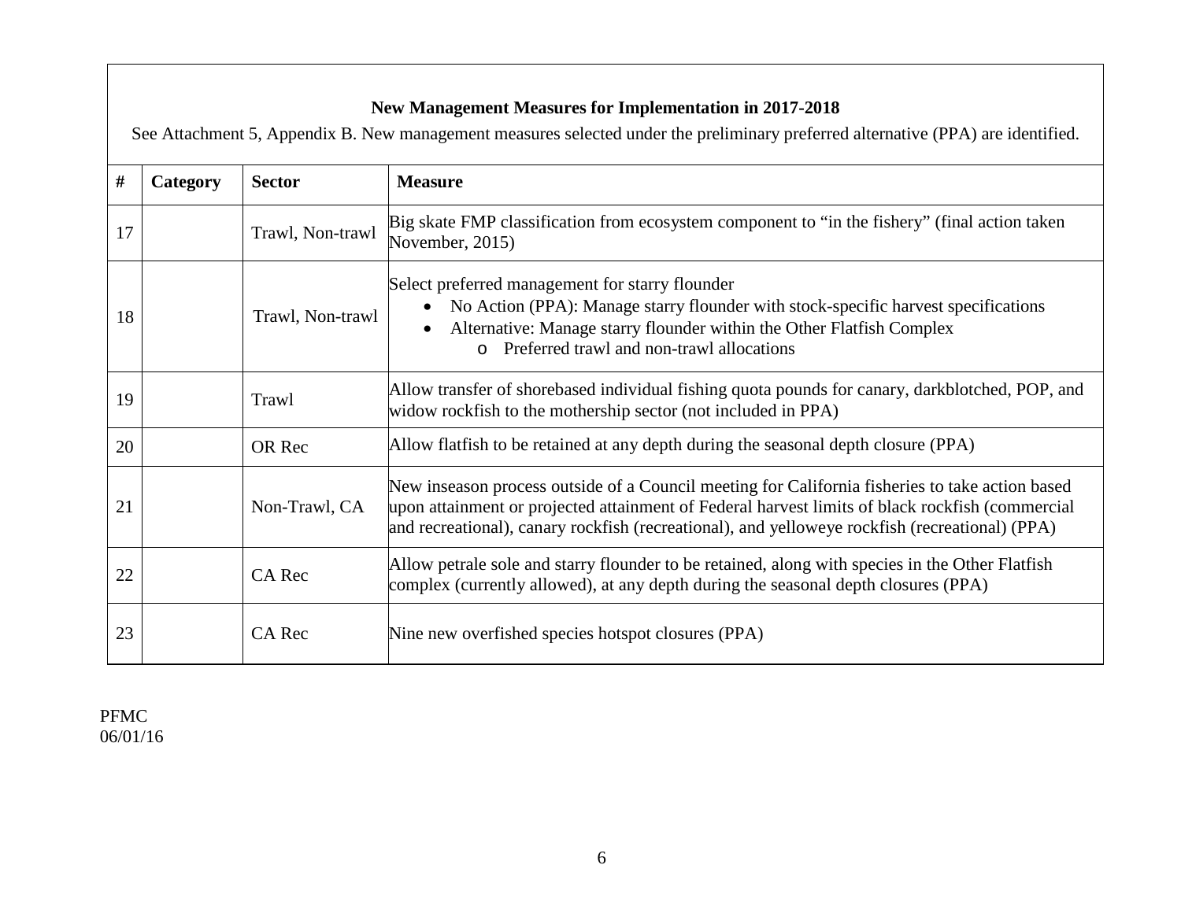**New Management Measures for Implementation in 2017-2018**

See Attachment 5, Appendix B. New management measures selected under the preliminary preferred alternative (PPA) are identified.

| # | Category | Sector | Measure |
|---|---|---|---|
| 17 | | Trawl, Non-trawl | Big skate FMP classification from ecosystem component to "in the fishery" (final action taken November, 2015) |
| 18 | | Trawl, Non-trawl | Select preferred management for starry flounder<br>• No Action (PPA): Manage starry flounder with stock-specific harvest specifications<br>• Alternative: Manage starry flounder within the Other Flatfish Complex<br>  o Preferred trawl and non-trawl allocations |
| 19 | | Trawl | Allow transfer of shorebased individual fishing quota pounds for canary, darkblotched, POP, and widow rockfish to the mothership sector (not included in PPA) |
| 20 | | OR Rec | Allow flatfish to be retained at any depth during the seasonal depth closure (PPA) |
| 21 | | Non-Trawl, CA | New inseason process outside of a Council meeting for California fisheries to take action based upon attainment or projected attainment of Federal harvest limits of black rockfish (commercial and recreational), canary rockfish (recreational), and yelloweye rockfish (recreational) (PPA) |
| 22 | | CA Rec | Allow petrale sole and starry flounder to be retained, along with species in the Other Flatfish complex (currently allowed), at any depth during the seasonal depth closures (PPA) |
| 23 | | CA Rec | Nine new overfished species hotspot closures (PPA) |

PFMC
06/01/16